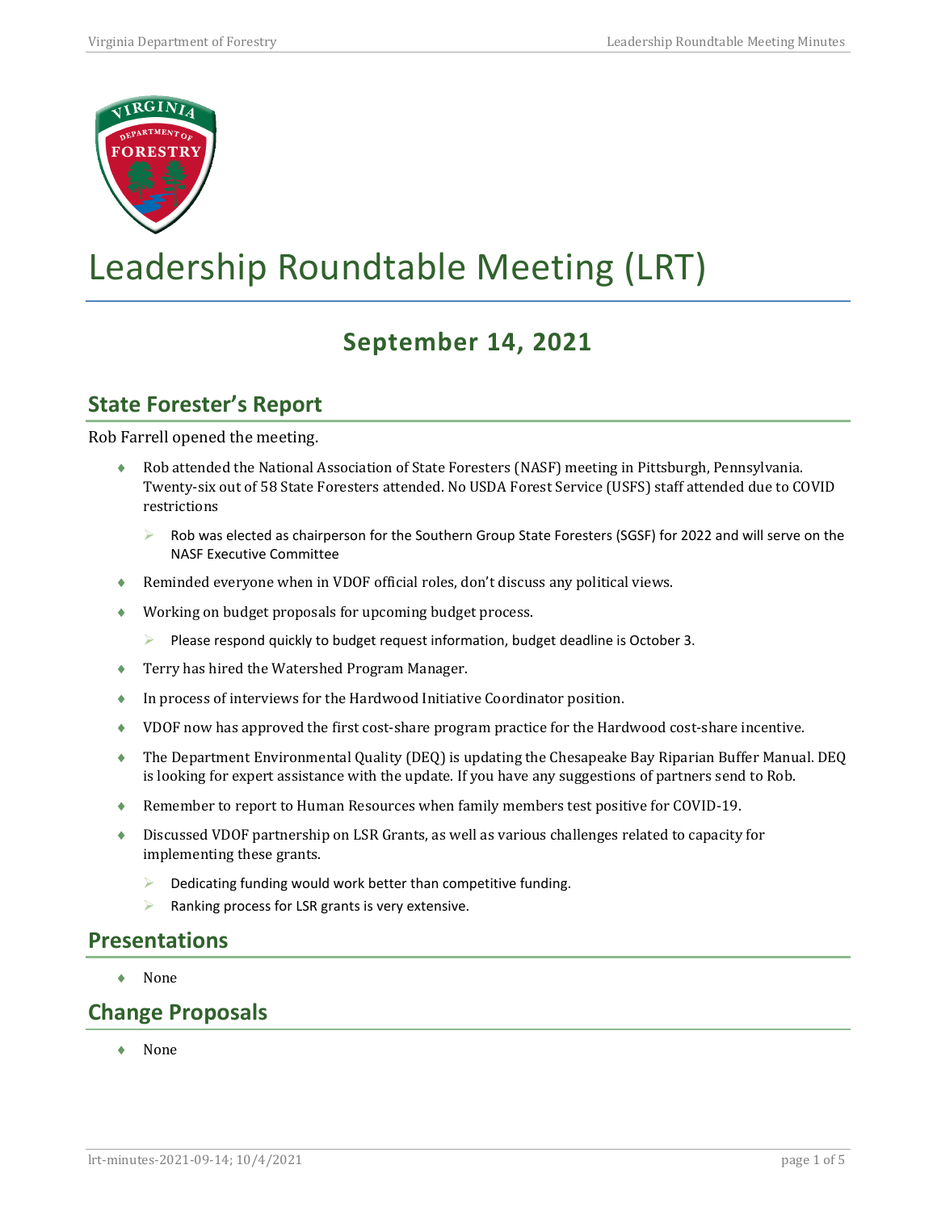# Leadership Roundtable Meeting (LRT)

## September 14, 2021

## State Forester's Report

Rob Farrell opened the meeting.

- Rob attended the National Association of State Foresters (NASF) meeting in Pittsburgh, Pennsylvania. Twenty-six out of 58 State Foresters attended. No USDA Forest Service (USFS) staff attended due to COVID restrictions
  - Rob was elected as chairperson for the Southern Group State Foresters (SGSF) for 2022 and will serve on the NASF Executive Committee
- Reminded everyone when in VDOF official roles, don't discuss any political views.
- Working on budget proposals for upcoming budget process.
  - Please respond quickly to budget request information, budget deadline is October 3.
- Terry has hired the Watershed Program Manager.
- In process of interviews for the Hardwood Initiative Coordinator position.
- VDOF now has approved the first cost-share program practice for the Hardwood cost-share incentive.
- The Department Environmental Quality (DEQ) is updating the Chesapeake Bay Riparian Buffer Manual. DEQ is looking for expert assistance with the update. If you have any suggestions of partners send to Rob.
- Remember to report to Human Resources when family members test positive for COVID-19.
- Discussed VDOF partnership on LSR Grants, as well as various challenges related to capacity for implementing these grants.
  - Dedicating funding would work better than competitive funding.
  - Ranking process for LSR grants is very extensive.

## Presentations

- None

## Change Proposals

- None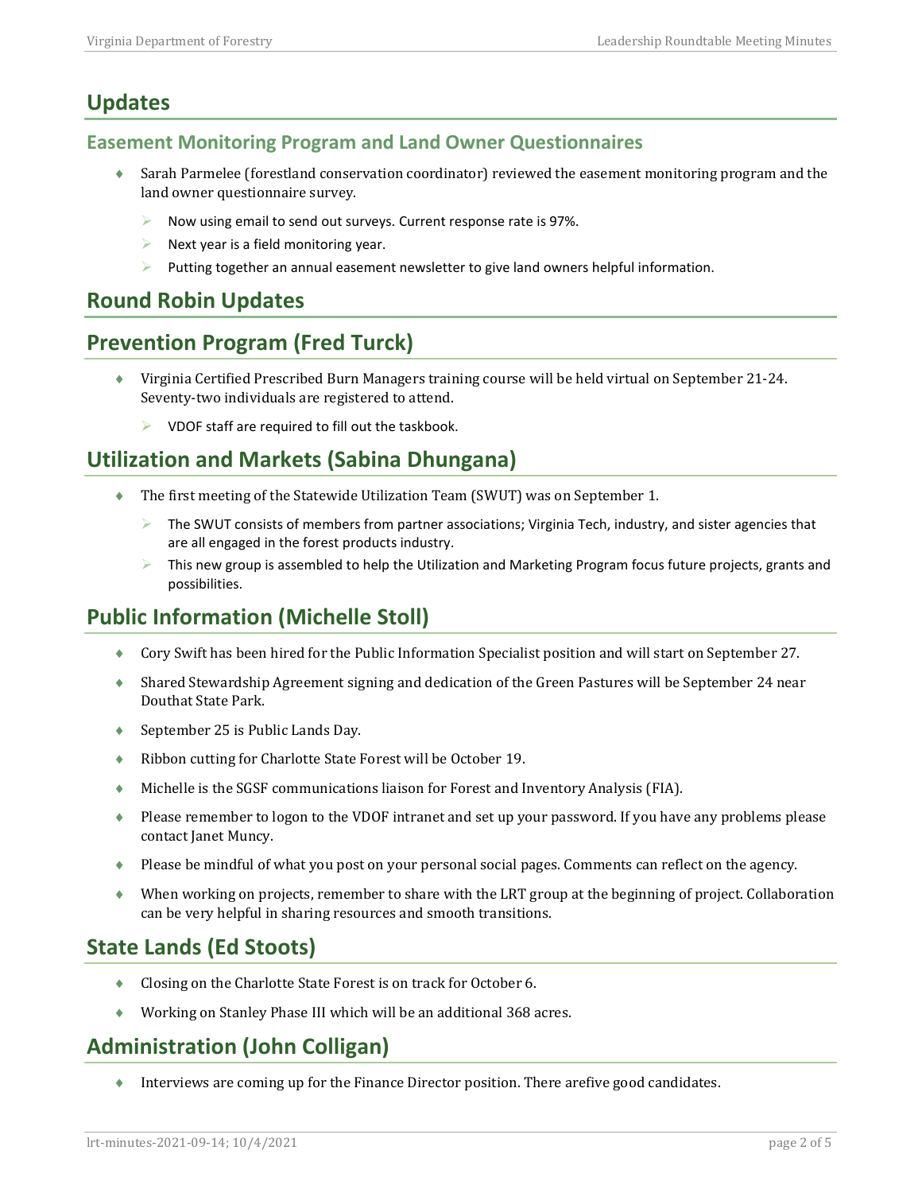## Updates

### Easement Monitoring Program and Land Owner Questionnaires

- Sarah Parmelee (forestland conservation coordinator) reviewed the easement monitoring program and the land owner questionnaire survey.
    - Now using email to send out surveys. Current response rate is 97%.
    - Next year is a field monitoring year.
    - Putting together an annual easement newsletter to give land owners helpful information.

## Round Robin Updates

## Prevention Program (Fred Turck)

- Virginia Certified Prescribed Burn Managers training course will be held virtual on September 21-24. Seventy-two individuals are registered to attend.
    - VDOF staff are required to fill out the taskbook.

## Utilization and Markets (Sabina Dhungana)

- The first meeting of the Statewide Utilization Team (SWUT) was on September 1.
    - The SWUT consists of members from partner associations; Virginia Tech, industry, and sister agencies that are all engaged in the forest products industry.
    - This new group is assembled to help the Utilization and Marketing Program focus future projects, grants and possibilities.

## Public Information (Michelle Stoll)

- Cory Swift has been hired for the Public Information Specialist position and will start on September 27.
- Shared Stewardship Agreement signing and dedication of the Green Pastures will be September 24 near Douthat State Park.
- September 25 is Public Lands Day.
- Ribbon cutting for Charlotte State Forest will be October 19.
- Michelle is the SGSF communications liaison for Forest and Inventory Analysis (FIA).
- Please remember to logon to the VDOF intranet and set up your password. If you have any problems please contact Janet Muncy.
- Please be mindful of what you post on your personal social pages. Comments can reflect on the agency.
- When working on projects, remember to share with the LRT group at the beginning of project. Collaboration can be very helpful in sharing resources and smooth transitions.

## State Lands (Ed Stoots)

- Closing on the Charlotte State Forest is on track for October 6.
- Working on Stanley Phase III which will be an additional 368 acres.

## Administration (John Colligan)

- Interviews are coming up for the Finance Director position. There arefive good candidates.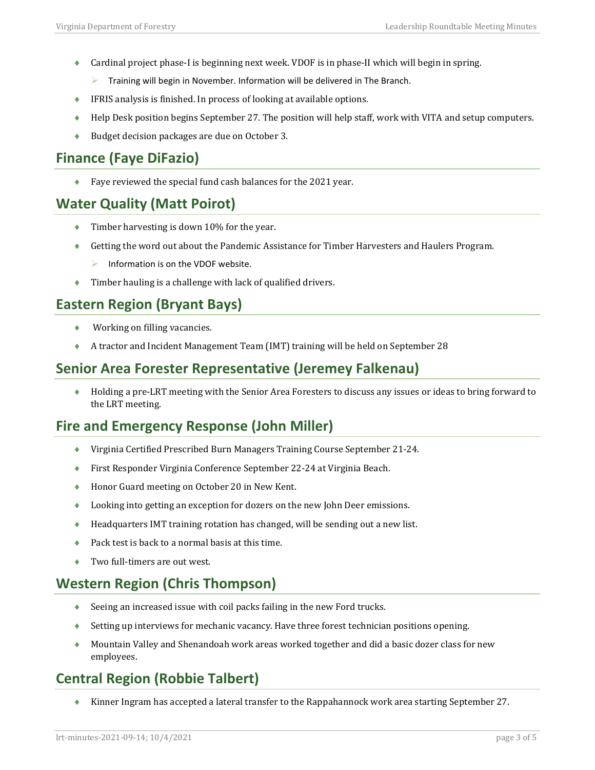- Cardinal project phase-I is beginning next week. VDOF is in phase-II which will begin in spring.
  - Training will begin in November. Information will be delivered in The Branch.
- IFRIS analysis is finished. In process of looking at available options.
- Help Desk position begins September 27. The position will help staff, work with VITA and setup computers.
- Budget decision packages are due on October 3.

## Finance (Faye DiFazio)

- Faye reviewed the special fund cash balances for the 2021 year.

## Water Quality (Matt Poirot)

- Timber harvesting is down 10% for the year.
- Getting the word out about the Pandemic Assistance for Timber Harvesters and Haulers Program.
  - Information is on the VDOF website.
- Timber hauling is a challenge with lack of qualified drivers.

## Eastern Region (Bryant Bays)

- Working on filling vacancies.
- A tractor and Incident Management Team (IMT) training will be held on September 28

## Senior Area Forester Representative (Jeremey Falkenau)

- Holding a pre-LRT meeting with the Senior Area Foresters to discuss any issues or ideas to bring forward to the LRT meeting.

## Fire and Emergency Response (John Miller)

- Virginia Certified Prescribed Burn Managers Training Course September 21-24.
- First Responder Virginia Conference September 22-24 at Virginia Beach.
- Honor Guard meeting on October 20 in New Kent.
- Looking into getting an exception for dozers on the new John Deer emissions.
- Headquarters IMT training rotation has changed, will be sending out a new list.
- Pack test is back to a normal basis at this time.
- Two full-timers are out west.

## Western Region (Chris Thompson)

- Seeing an increased issue with coil packs failing in the new Ford trucks.
- Setting up interviews for mechanic vacancy. Have three forest technician positions opening.
- Mountain Valley and Shenandoah work areas worked together and did a basic dozer class for new employees.

## Central Region (Robbie Talbert)

- Kinner Ingram has accepted a lateral transfer to the Rappahannock work area starting September 27.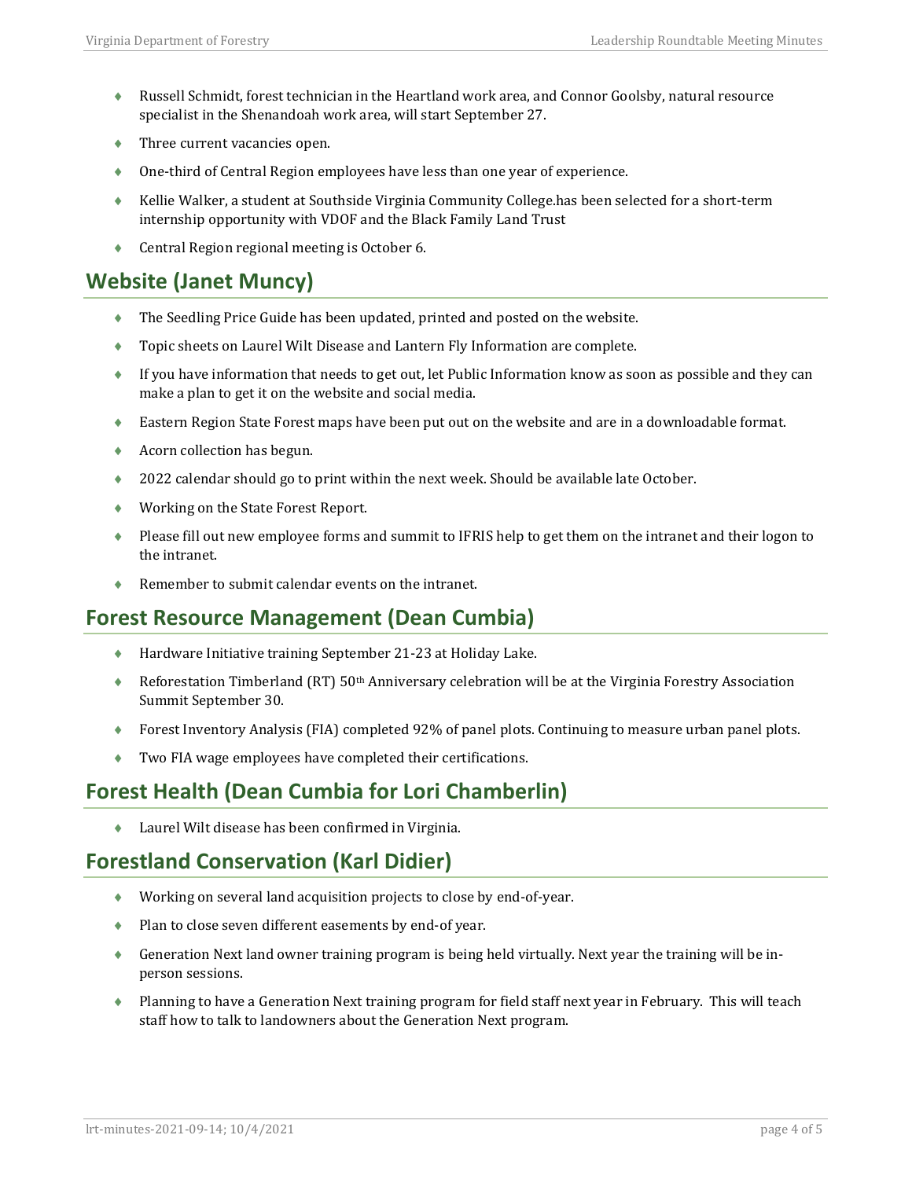- Russell Schmidt, forest technician in the Heartland work area, and Connor Goolsby, natural resource specialist in the Shenandoah work area, will start September 27.
- Three current vacancies open.
- One-third of Central Region employees have less than one year of experience.
- Kellie Walker, a student at Southside Virginia Community College.has been selected for a short-term internship opportunity with VDOF and the Black Family Land Trust
- Central Region regional meeting is October 6.

## Website (Janet Muncy)

- The Seedling Price Guide has been updated, printed and posted on the website.
- Topic sheets on Laurel Wilt Disease and Lantern Fly Information are complete.
- If you have information that needs to get out, let Public Information know as soon as possible and they can make a plan to get it on the website and social media.
- Eastern Region State Forest maps have been put out on the website and are in a downloadable format.
- Acorn collection has begun.
- 2022 calendar should go to print within the next week. Should be available late October.
- Working on the State Forest Report.
- Please fill out new employee forms and summit to IFRIS help to get them on the intranet and their logon to the intranet.
- Remember to submit calendar events on the intranet.

## Forest Resource Management (Dean Cumbia)

- Hardware Initiative training September 21-23 at Holiday Lake.
- Reforestation Timberland (RT) 50th Anniversary celebration will be at the Virginia Forestry Association Summit September 30.
- Forest Inventory Analysis (FIA) completed 92% of panel plots. Continuing to measure urban panel plots.
- Two FIA wage employees have completed their certifications.

## Forest Health (Dean Cumbia for Lori Chamberlin)

- Laurel Wilt disease has been confirmed in Virginia.

## Forestland Conservation (Karl Didier)

- Working on several land acquisition projects to close by end-of-year.
- Plan to close seven different easements by end-of year.
- Generation Next land owner training program is being held virtually. Next year the training will be in-person sessions.
- Planning to have a Generation Next training program for field staff next year in February. This will teach staff how to talk to landowners about the Generation Next program.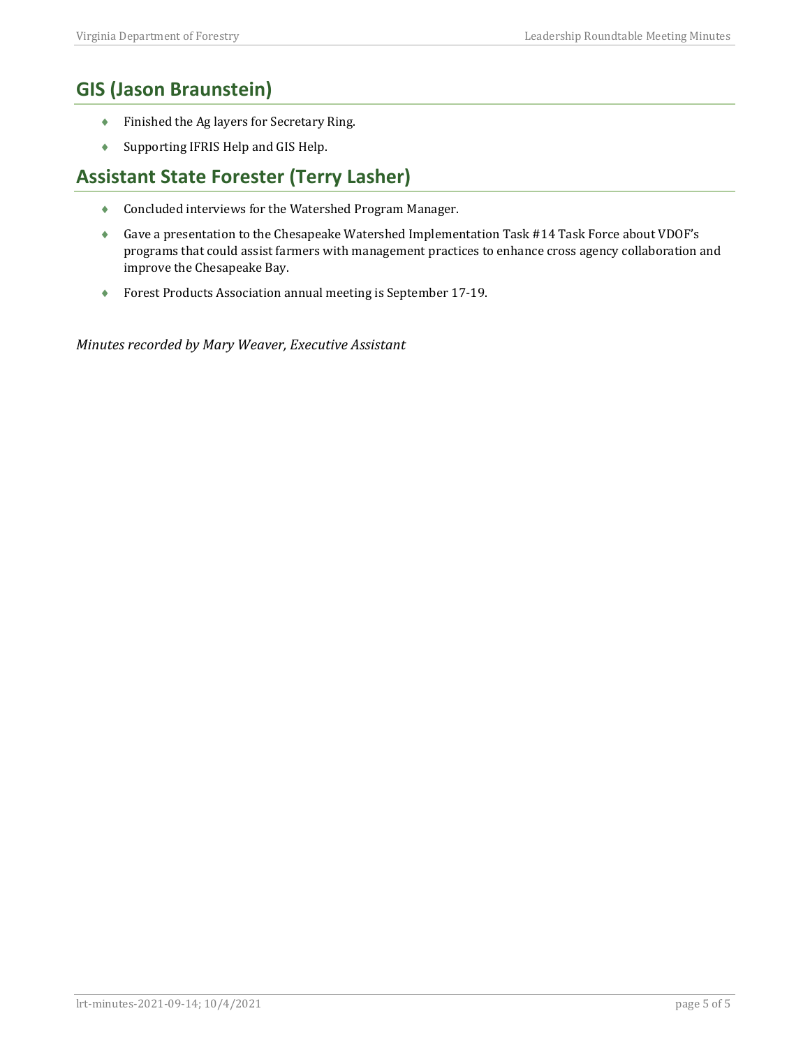## GIS (Jason Braunstein)

- Finished the Ag layers for Secretary Ring.
- Supporting IFRIS Help and GIS Help.

## Assistant State Forester (Terry Lasher)

- Concluded interviews for the Watershed Program Manager.
- Gave a presentation to the Chesapeake Watershed Implementation Task #14 Task Force about VDOF's programs that could assist farmers with management practices to enhance cross agency collaboration and improve the Chesapeake Bay.
- Forest Products Association annual meeting is September 17-19.

*Minutes recorded by Mary Weaver, Executive Assistant*